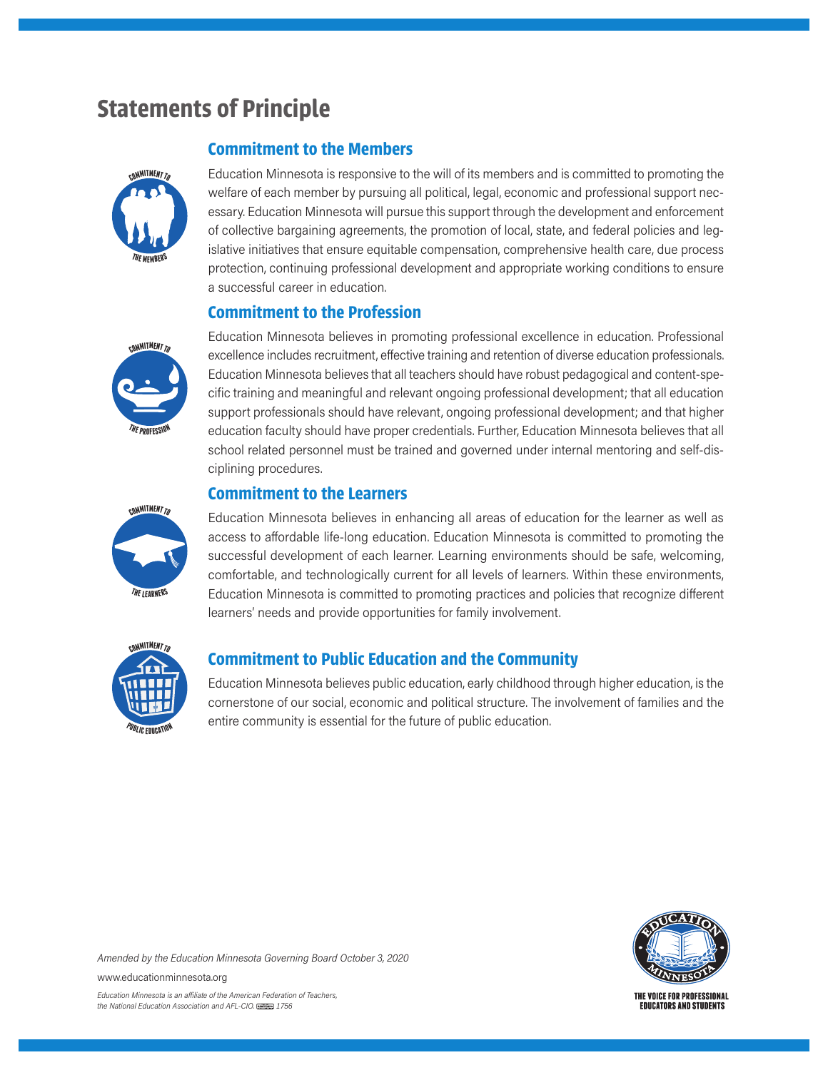# Statements of Principle

## Commitment to the Members

Education Minnesota is responsive to the will of its members and is committed to promoting the welfare of each member by pursuing all political, legal, economic and professional support necessary. Education Minnesota will pursue this support through the development and enforcement of collective bargaining agreements, the promotion of local, state, and federal policies and legislative initiatives that ensure equitable compensation, comprehensive health care, due process protection, continuing professional development and appropriate working conditions to ensure a successful career in education.

## Commitment to the Profession

Education Minnesota believes in promoting professional excellence in education. Professional excellence includes recruitment, effective training and retention of diverse education professionals. Education Minnesota believes that all teachers should have robust pedagogical and content-specific training and meaningful and relevant ongoing professional development; that all education support professionals should have relevant, ongoing professional development; and that higher education faculty should have proper credentials. Further, Education Minnesota believes that all school related personnel must be trained and governed under internal mentoring and self-disciplining procedures.

## Commitment to the Learners

Education Minnesota believes in enhancing all areas of education for the learner as well as access to affordable life-long education. Education Minnesota is committed to promoting the successful development of each learner. Learning environments should be safe, welcoming, comfortable, and technologically current for all levels of learners. Within these environments, Education Minnesota is committed to promoting practices and policies that recognize different learners' needs and provide opportunities for family involvement.

## Commitment to Public Education and the Community

Education Minnesota believes public education, early childhood through higher education, is the cornerstone of our social, economic and political structure. The involvement of families and the entire community is essential for the future of public education.

*Amended by the Education Minnesota Governing Board October 3, 2020*

www.educationminnesota.org

*Education Minnesota is an affiliate of the American Federation of Teachers, the National Education Association and AFL-CIO. 1756*

THE VOICE FOR PROFESSIONAL EDUCATORS AND STUDENTS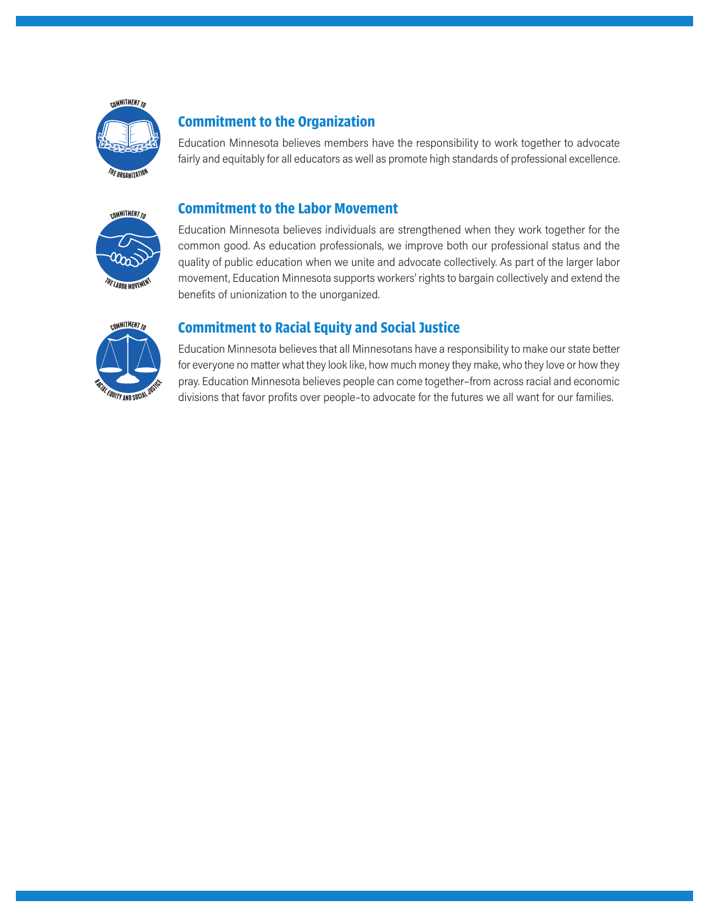## Commitment to the Organization

Education Minnesota believes members have the responsibility to work together to advocate fairly and equitably for all educators as well as promote high standards of professional excellence.

## Commitment to the Labor Movement

Education Minnesota believes individuals are strengthened when they work together for the common good. As education professionals, we improve both our professional status and the quality of public education when we unite and advocate collectively. As part of the larger labor movement, Education Minnesota supports workers' rights to bargain collectively and extend the benefits of unionization to the unorganized.

## Commitment to Racial Equity and Social Justice

Education Minnesota believes that all Minnesotans have a responsibility to make our state better for everyone no matter what they look like, how much money they make, who they love or how they pray. Education Minnesota believes people can come together–from across racial and economic divisions that favor profits over people–to advocate for the futures we all want for our families.